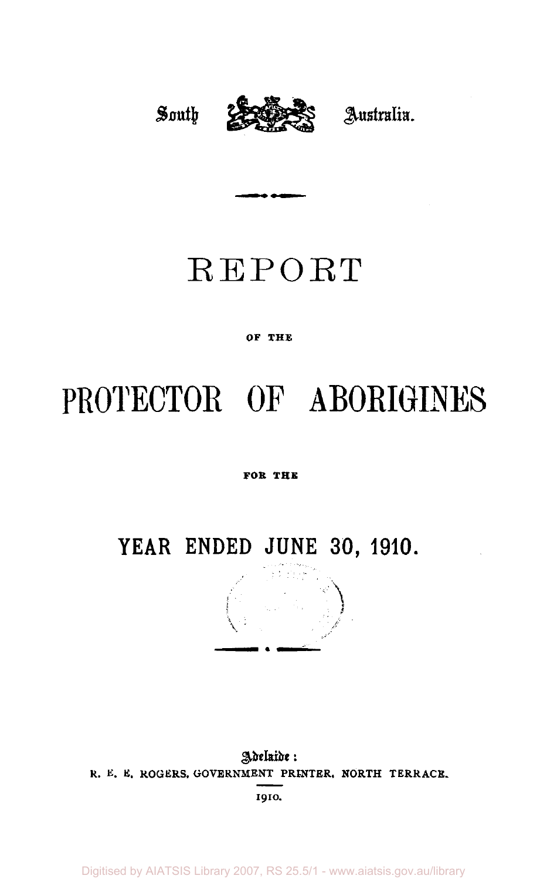South Australia.

# REPORT

OF THE

# PROTECTOR OF ABORIGINES

FOR THE

## YEAR ENDED JUNE 30, 1910.

Adelaide:
R. E. E. ROGERS, GOVERNMENT PRINTER, NORTH TERRACE.

1910.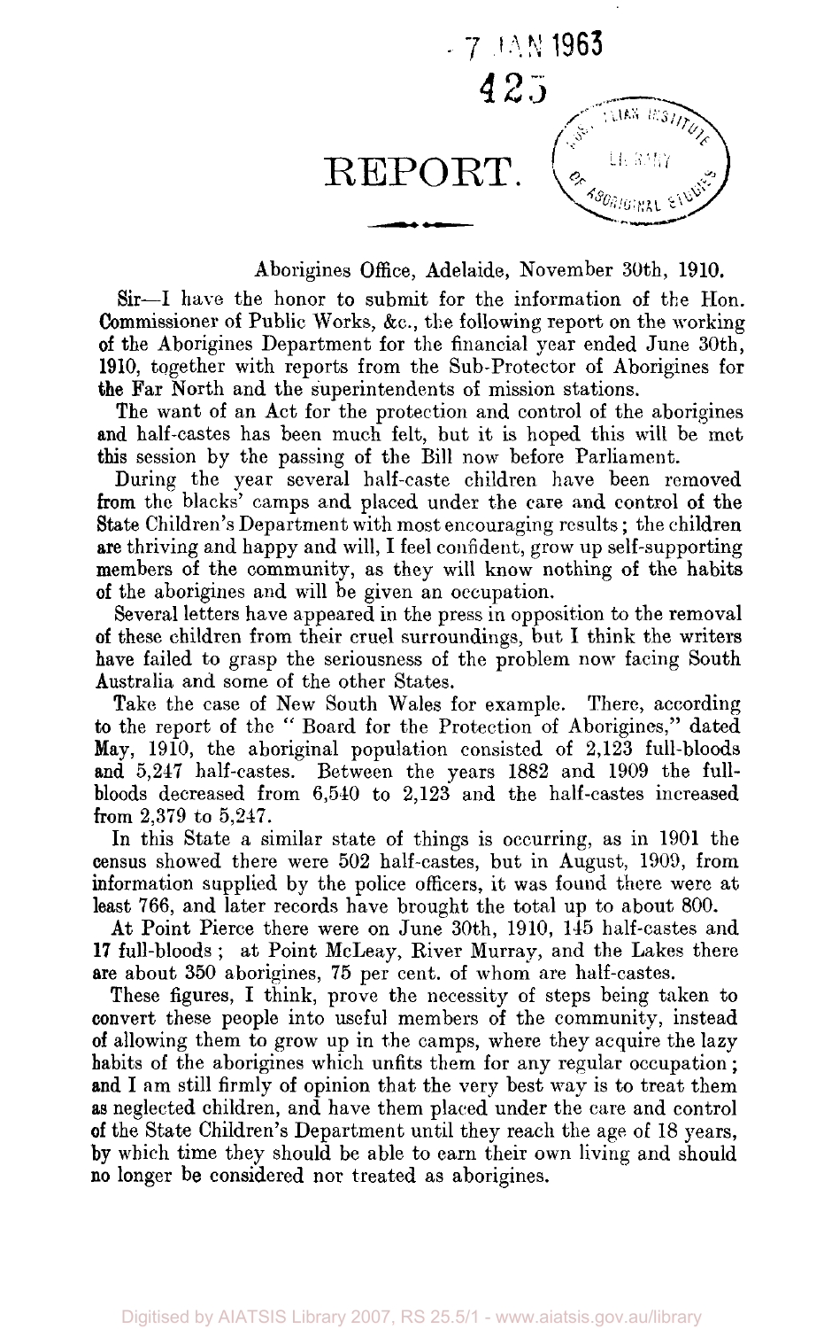# REPORT.

Aborigines Office, Adelaide, November 30th, 1910.

Sir—I have the honor to submit for the information of the Hon. Commissioner of Public Works, &c., the following report on the working of the Aborigines Department for the financial year ended June 30th, 1910, together with reports from the Sub-Protector of Aborigines for the Far North and the superintendents of mission stations.

The want of an Act for the protection and control of the aborigines and half-castes has been much felt, but it is hoped this will be met this session by the passing of the Bill now before Parliament.

During the year several half-caste children have been removed from the blacks' camps and placed under the care and control of the State Children's Department with most encouraging results; the children are thriving and happy and will, I feel confident, grow up self-supporting members of the community, as they will know nothing of the habits of the aborigines and will be given an occupation.

Several letters have appeared in the press in opposition to the removal of these children from their cruel surroundings, but I think the writers have failed to grasp the seriousness of the problem now facing South Australia and some of the other States.

Take the case of New South Wales for example. There, according to the report of the "Board for the Protection of Aborigines," dated May, 1910, the aboriginal population consisted of 2,123 full-bloods and 5,247 half-castes. Between the years 1882 and 1909 the full-bloods decreased from 6,540 to 2,123 and the half-castes increased from 2,379 to 5,247.

In this State a similar state of things is occurring, as in 1901 the census showed there were 502 half-castes, but in August, 1909, from information supplied by the police officers, it was found there were at least 766, and later records have brought the total up to about 800.

At Point Pierce there were on June 30th, 1910, 145 half-castes and 17 full-bloods; at Point McLeay, River Murray, and the Lakes there are about 350 aborigines, 75 per cent. of whom are half-castes.

These figures, I think, prove the necessity of steps being taken to convert these people into useful members of the community, instead of allowing them to grow up in the camps, where they acquire the lazy habits of the aborigines which unfits them for any regular occupation; and I am still firmly of opinion that the very best way is to treat them as neglected children, and have them placed under the care and control of the State Children's Department until they reach the age of 18 years, by which time they should be able to earn their own living and should no longer be considered nor treated as aborigines.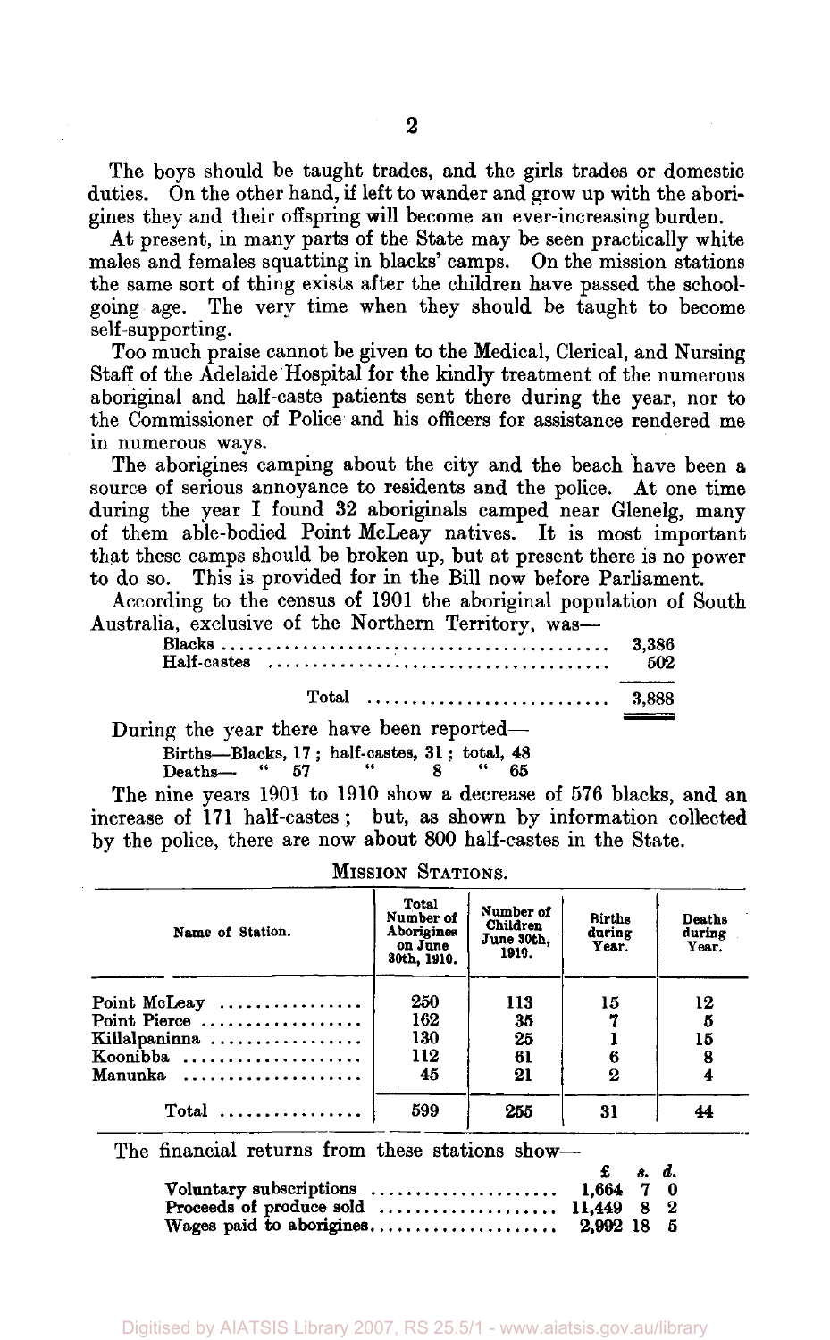The boys should be taught trades, and the girls trades or domestic duties. On the other hand, if left to wander and grow up with the aborigines they and their offspring will become an ever-increasing burden.

At present, in many parts of the State may be seen practically white males and females squatting in blacks' camps. On the mission stations the same sort of thing exists after the children have passed the school-going age. The very time when they should be taught to become self-supporting.

Too much praise cannot be given to the Medical, Clerical, and Nursing Staff of the Adelaide Hospital for the kindly treatment of the numerous aboriginal and half-caste patients sent there during the year, nor to the Commissioner of Police and his officers for assistance rendered me in numerous ways.

The aborigines camping about the city and the beach have been a source of serious annoyance to residents and the police. At one time during the year I found 32 aboriginals camped near Glenelg, many of them able-bodied Point McLeay natives. It is most important that these camps should be broken up, but at present there is no power to do so. This is provided for in the Bill now before Parliament.

According to the census of 1901 the aboriginal population of South Australia, exclusive of the Northern Territory, was—

| | |
|---|---|
| Blacks | 3,386 |
| Half-castes | 502 |
| Total | 3,888 |

During the year there have been reported—

Births—Blacks, 17; half-castes, 31; total, 48
Deaths— " 57 " 8 " 65

The nine years 1901 to 1910 show a decrease of 576 blacks, and an increase of 171 half-castes; but, as shown by information collected by the police, there are now about 800 half-castes in the State.

MISSION STATIONS.

| Name of Station. | Total Number of Aborigines on June 30th, 1910. | Number of Children June 30th, 1910. | Births during Year. | Deaths during Year. |
|---|---|---|---|---|
| Point McLeay | 250 | 113 | 15 | 12 |
| Point Pierce | 162 | 35 | 7 | 5 |
| Killalpaninna | 130 | 25 | 1 | 15 |
| Koonibba | 112 | 61 | 6 | 8 |
| Manunka | 45 | 21 | 2 | 4 |
| Total | 599 | 255 | 31 | 44 |

The financial returns from these stations show—

| | £ | s. | d. |
|---|---|---|---|
| Voluntary subscriptions | 1,664 | 7 | 0 |
| Proceeds of produce sold | 11,449 | 8 | 2 |
| Wages paid to aborigines | 2,992 | 18 | 5 |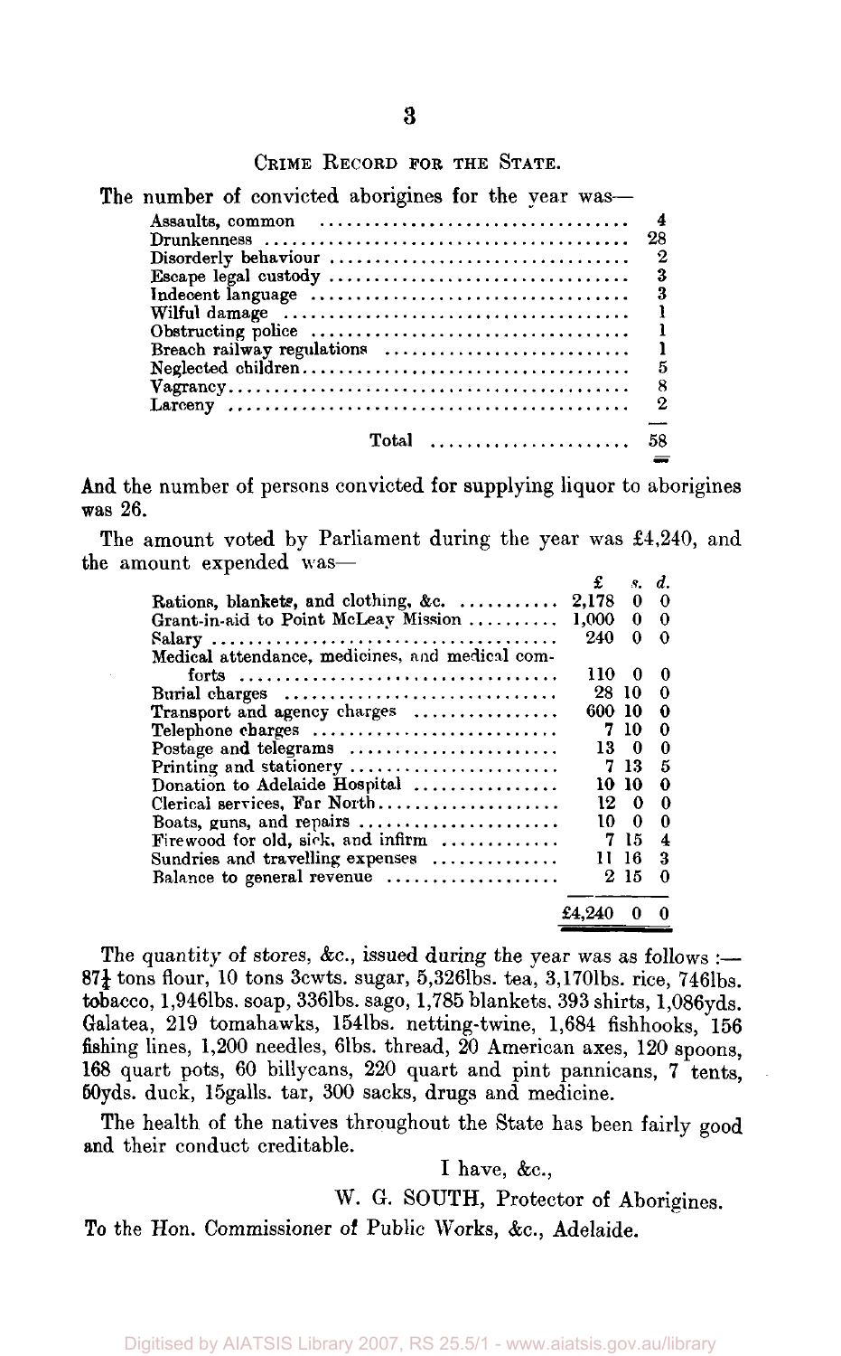## Crime Record for the State.

The number of convicted aborigines for the year was—

| Offence | Number |
|---|---|
| Assaults, common | 4 |
| Drunkenness | 28 |
| Disorderly behaviour | 2 |
| Escape legal custody | 3 |
| Indecent language | 3 |
| Wilful damage | 1 |
| Obstructing police | 1 |
| Breach railway regulations | 1 |
| Neglected children | 5 |
| Vagrancy | 8 |
| Larceny | 2 |
| Total | 58 |

And the number of persons convicted for supplying liquor to aborigines was 26.

The amount voted by Parliament during the year was £4,240, and the amount expended was—

| | £ | s. | d. |
|---|---|---|---|
| Rations, blankets, and clothing, &c. | 2,178 | 0 | 0 |
| Grant-in-aid to Point McLeay Mission | 1,000 | 0 | 0 |
| Salary | 240 | 0 | 0 |
| Medical attendance, medicines, and medical comforts | 110 | 0 | 0 |
| Burial charges | 28 | 10 | 0 |
| Transport and agency charges | 600 | 10 | 0 |
| Telephone charges | 7 | 10 | 0 |
| Postage and telegrams | 13 | 0 | 0 |
| Printing and stationery | 7 | 13 | 5 |
| Donation to Adelaide Hospital | 10 | 10 | 0 |
| Clerical services, Far North | 12 | 0 | 0 |
| Boats, guns, and repairs | 10 | 0 | 0 |
| Firewood for old, sick, and infirm | 7 | 15 | 4 |
| Sundries and travelling expenses | 11 | 16 | 3 |
| Balance to general revenue | 2 | 15 | 0 |
| | £4,240 | 0 | 0 |

The quantity of stores, &c., issued during the year was as follows :—87¼ tons flour, 10 tons 3cwts. sugar, 5,326lbs. tea, 3,170lbs. rice, 746lbs. tobacco, 1,946lbs. soap, 336lbs. sago, 1,785 blankets, 393 shirts, 1,086yds. Galatea, 219 tomahawks, 154lbs. netting-twine, 1,684 fishhooks, 156 fishing lines, 1,200 needles, 6lbs. thread, 20 American axes, 120 spoons, 168 quart pots, 60 billycans, 220 quart and pint pannicans, 7 tents, 50yds. duck, 15galls. tar, 300 sacks, drugs and medicine.

The health of the natives throughout the State has been fairly good and their conduct creditable.

I have, &c.,

W. G. SOUTH, Protector of Aborigines.

To the Hon. Commissioner of Public Works, &c., Adelaide.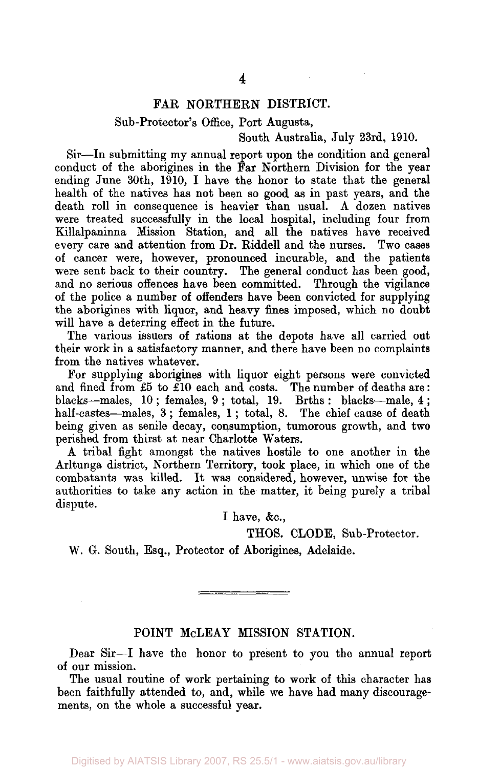## FAR NORTHERN DISTRICT.

Sub-Protector's Office, Port Augusta,

South Australia, July 23rd, 1910.

Sir—In submitting my annual report upon the condition and general conduct of the aborigines in the Far Northern Division for the year ending June 30th, 1910, I have the honor to state that the general health of the natives has not been so good as in past years, and the death roll in consequence is heavier than usual. A dozen natives were treated successfully in the local hospital, including four from Killalpaninna Mission Station, and all the natives have received every care and attention from Dr. Riddell and the nurses. Two cases of cancer were, however, pronounced incurable, and the patients were sent back to their country. The general conduct has been good, and no serious offences have been committed. Through the vigilance of the police a number of offenders have been convicted for supplying the aborigines with liquor, and heavy fines imposed, which no doubt will have a deterring effect in the future.

The various issuers of rations at the depots have all carried out their work in a satisfactory manner, and there have been no complaints from the natives whatever.

For supplying aborigines with liquor eight persons were convicted and fined from £5 to £10 each and costs. The number of deaths are: blacks—males, 10; females, 9; total, 19. Brths: blacks—male, 4; half-castes—males, 3; females, 1; total, 8. The chief cause of death being given as senile decay, consumption, tumorous growth, and two perished from thirst at near Charlotte Waters.

A tribal fight amongst the natives hostile to one another in the Arltunga district, Northern Territory, took place, in which one of the combatants was killed. It was considered, however, unwise for the authorities to take any action in the matter, it being purely a tribal dispute.

I have, &c.,

THOS. CLODE, Sub-Protector.

W. G. South, Esq., Protector of Aborigines, Adelaide.

---

## POINT McLEAY MISSION STATION.

Dear Sir—I have the honor to present to you the annual report of our mission.

The usual routine of work pertaining to work of this character has been faithfully attended to, and, while we have had many discouragements, on the whole a successful year.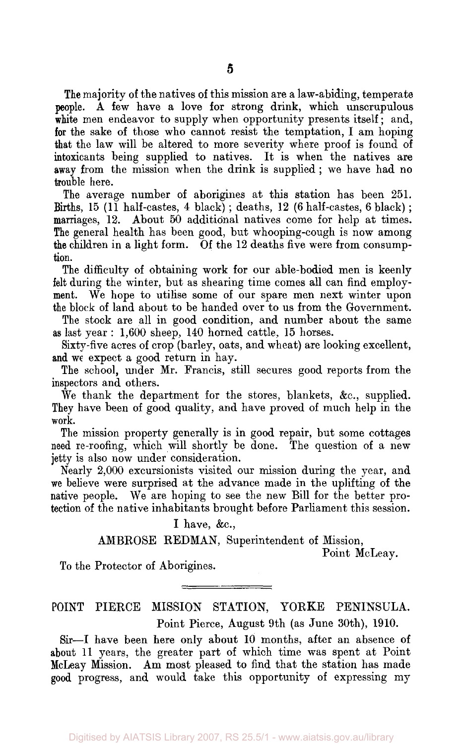The majority of the natives of this mission are a law-abiding, temperate people. A few have a love for strong drink, which unscrupulous white men endeavor to supply when opportunity presents itself; and, for the sake of those who cannot resist the temptation, I am hoping that the law will be altered to more severity where proof is found of intoxicants being supplied to natives. It is when the natives are away from the mission when the drink is supplied; we have had no trouble here.

The average number of aborigines at this station has been 251. Births, 15 (11 half-castes, 4 black); deaths, 12 (6 half-castes, 6 black); marriages, 12. About 50 additional natives come for help at times. The general health has been good, but whooping-cough is now among the children in a light form. Of the 12 deaths five were from consumption.

The difficulty of obtaining work for our able-bodied men is keenly felt during the winter, but as shearing time comes all can find employment. We hope to utilise some of our spare men next winter upon the block of land about to be handed over to us from the Government.

The stock are all in good condition, and number about the same as last year: 1,600 sheep, 140 horned cattle, 15 horses.

Sixty-five acres of crop (barley, oats, and wheat) are looking excellent, and we expect a good return in hay.

The school, under Mr. Francis, still secures good reports from the inspectors and others.

We thank the department for the stores, blankets, &c., supplied. They have been of good quality, and have proved of much help in the work.

The mission property generally is in good repair, but some cottages need re-roofing, which will shortly be done. The question of a new jetty is also now under consideration.

Nearly 2,000 excursionists visited our mission during the year, and we believe were surprised at the advance made in the uplifting of the native people. We are hoping to see the new Bill for the better protection of the native inhabitants brought before Parliament this session.

I have, &c.,

AMBROSE REDMAN, Superintendent of Mission,
Point McLeay.

To the Protector of Aborigines.

---

## POINT PIERCE MISSION STATION, YORKE PENINSULA.

Point Pierce, August 9th (as June 30th), 1910.

Sir—I have been here only about 10 months, after an absence of about 11 years, the greater part of which time was spent at Point McLeay Mission. Am most pleased to find that the station has made good progress, and would take this opportunity of expressing my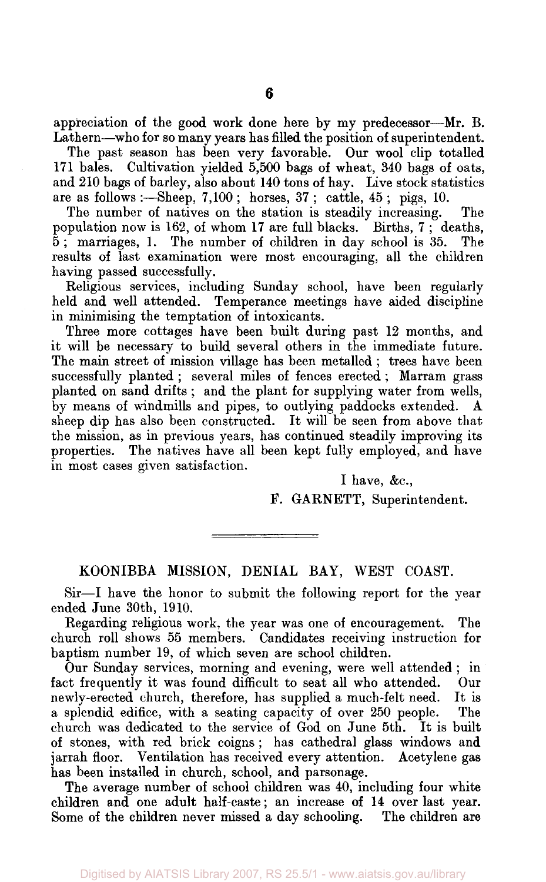appreciation of the good work done here by my predecessor—Mr. B. Lathern—who for so many years has filled the position of superintendent.

The past season has been very favorable. Our wool clip totalled 171 bales. Cultivation yielded 5,500 bags of wheat, 340 bags of oats, and 210 bags of barley, also about 140 tons of hay. Live stock statistics are as follows :—Sheep, 7,100 ; horses, 37 ; cattle, 45 ; pigs, 10.

The number of natives on the station is steadily increasing. The population now is 162, of whom 17 are full blacks. Births, 7 ; deaths, 5 ; marriages, 1. The number of children in day school is 35. The results of last examination were most encouraging, all the children having passed successfully.

Religious services, including Sunday school, have been regularly held and well attended. Temperance meetings have aided discipline in minimising the temptation of intoxicants.

Three more cottages have been built during past 12 months, and it will be necessary to build several others in the immediate future. The main street of mission village has been metalled ; trees have been successfully planted ; several miles of fences erected ; Marram grass planted on sand drifts ; and the plant for supplying water from wells, by means of windmills and pipes, to outlying paddocks extended. A sheep dip has also been constructed. It will be seen from above that the mission, as in previous years, has continued steadily improving its properties. The natives have all been kept fully employed, and have in most cases given satisfaction.

I have, &c.,

F. GARNETT, Superintendent.

---

## KOONIBBA MISSION, DENIAL BAY, WEST COAST.

Sir—I have the honor to submit the following report for the year ended June 30th, 1910.

Regarding religious work, the year was one of encouragement. The church roll shows 55 members. Candidates receiving instruction for baptism number 19, of which seven are school children.

Our Sunday services, morning and evening, were well attended ; in fact frequently it was found difficult to seat all who attended. Our newly-erected church, therefore, has supplied a much-felt need. It is a splendid edifice, with a seating capacity of over 250 people. The church was dedicated to the service of God on June 5th. It is built of stones, with red brick coigns ; has cathedral glass windows and jarrah floor. Ventilation has received every attention. Acetylene gas has been installed in church, school, and parsonage.

The average number of school children was 40, including four white children and one adult half-caste ; an increase of 14 over last year. Some of the children never missed a day schooling. The children are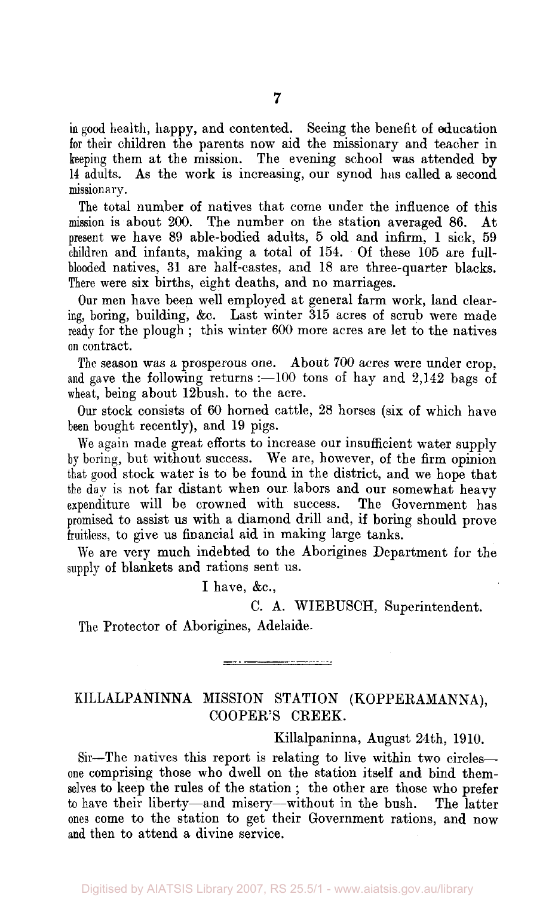in good health, happy, and contented. Seeing the benefit of education for their children the parents now aid the missionary and teacher in keeping them at the mission. The evening school was attended by 14 adults. As the work is increasing, our synod has called a second missionary.

The total number of natives that come under the influence of this mission is about 200. The number on the station averaged 86. At present we have 89 able-bodied adults, 5 old and infirm, 1 sick, 59 children and infants, making a total of 154. Of these 105 are full-blooded natives, 31 are half-castes, and 18 are three-quarter blacks. There were six births, eight deaths, and no marriages.

Our men have been well employed at general farm work, land clearing, boring, building, &c. Last winter 315 acres of scrub were made ready for the plough ; this winter 600 more acres are let to the natives on contract.

The season was a prosperous one. About 700 acres were under crop, and gave the following returns :—100 tons of hay and 2,142 bags of wheat, being about 12bush. to the acre.

Our stock consists of 60 horned cattle, 28 horses (six of which have been bought recently), and 19 pigs.

We again made great efforts to increase our insufficient water supply by boring, but without success. We are, however, of the firm opinion that good stock water is to be found in the district, and we hope that the day is not far distant when our labors and our somewhat heavy expenditure will be crowned with success. The Government has promised to assist us with a diamond drill and, if boring should prove fruitless, to give us financial aid in making large tanks.

We are very much indebted to the Aborigines Department for the supply of blankets and rations sent us.

I have, &c.,

C. A. WIEBUSCH, Superintendent.

The Protector of Aborigines, Adelaide.

---

## KILLALPANINNA MISSION STATION (KOPPERAMANNA), COOPER'S CREEK.

Killalpaninna, August 24th, 1910.

Sir—The natives this report is relating to live within two circles—one comprising those who dwell on the station itself and bind themselves to keep the rules of the station ; the other are those who prefer to have their liberty—and misery—without in the bush. The latter ones come to the station to get their Government rations, and now and then to attend a divine service.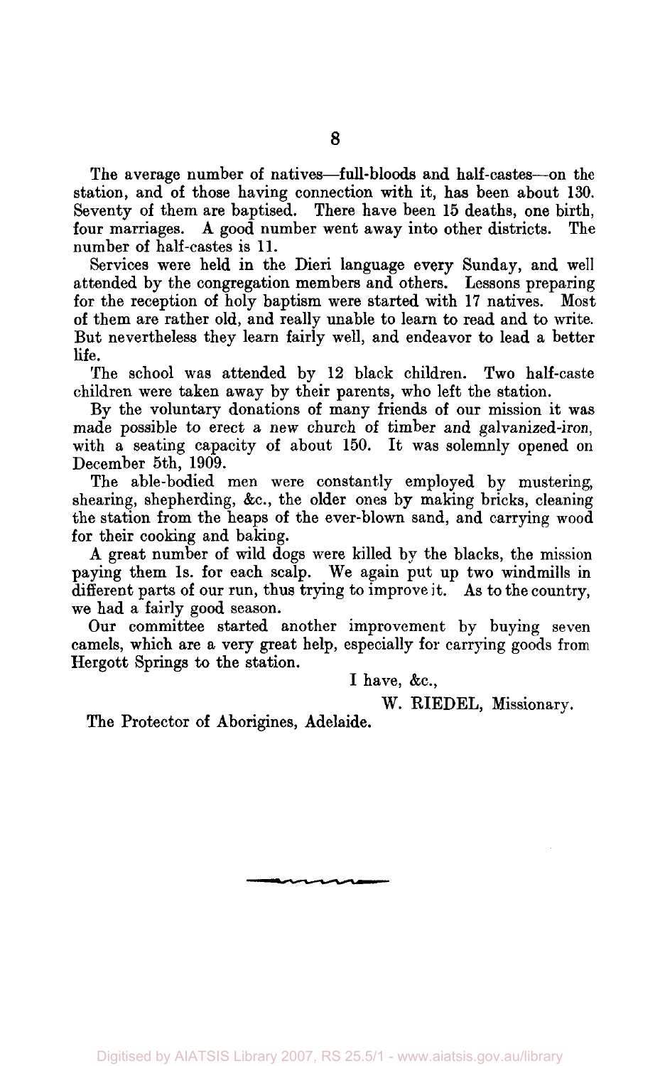The average number of natives—full-bloods and half-castes—on the station, and of those having connection with it, has been about 130. Seventy of them are baptised. There have been 15 deaths, one birth, four marriages. A good number went away into other districts. The number of half-castes is 11.

Services were held in the Dieri language every Sunday, and well attended by the congregation members and others. Lessons preparing for the reception of holy baptism were started with 17 natives. Most of them are rather old, and really unable to learn to read and to write. But nevertheless they learn fairly well, and endeavor to lead a better life.

The school was attended by 12 black children. Two half-caste children were taken away by their parents, who left the station.

By the voluntary donations of many friends of our mission it was made possible to erect a new church of timber and galvanized-iron, with a seating capacity of about 150. It was solemnly opened on December 5th, 1909.

The able-bodied men were constantly employed by mustering, shearing, shepherding, &c., the older ones by making bricks, cleaning the station from the heaps of the ever-blown sand, and carrying wood for their cooking and baking.

A great number of wild dogs were killed by the blacks, the mission paying them 1s. for each scalp. We again put up two windmills in different parts of our run, thus trying to improve it. As to the country, we had a fairly good season.

Our committee started another improvement by buying seven camels, which are a very great help, especially for carrying goods from Hergott Springs to the station.

I have, &c.,

W. RIEDEL, Missionary.

The Protector of Aborigines, Adelaide.